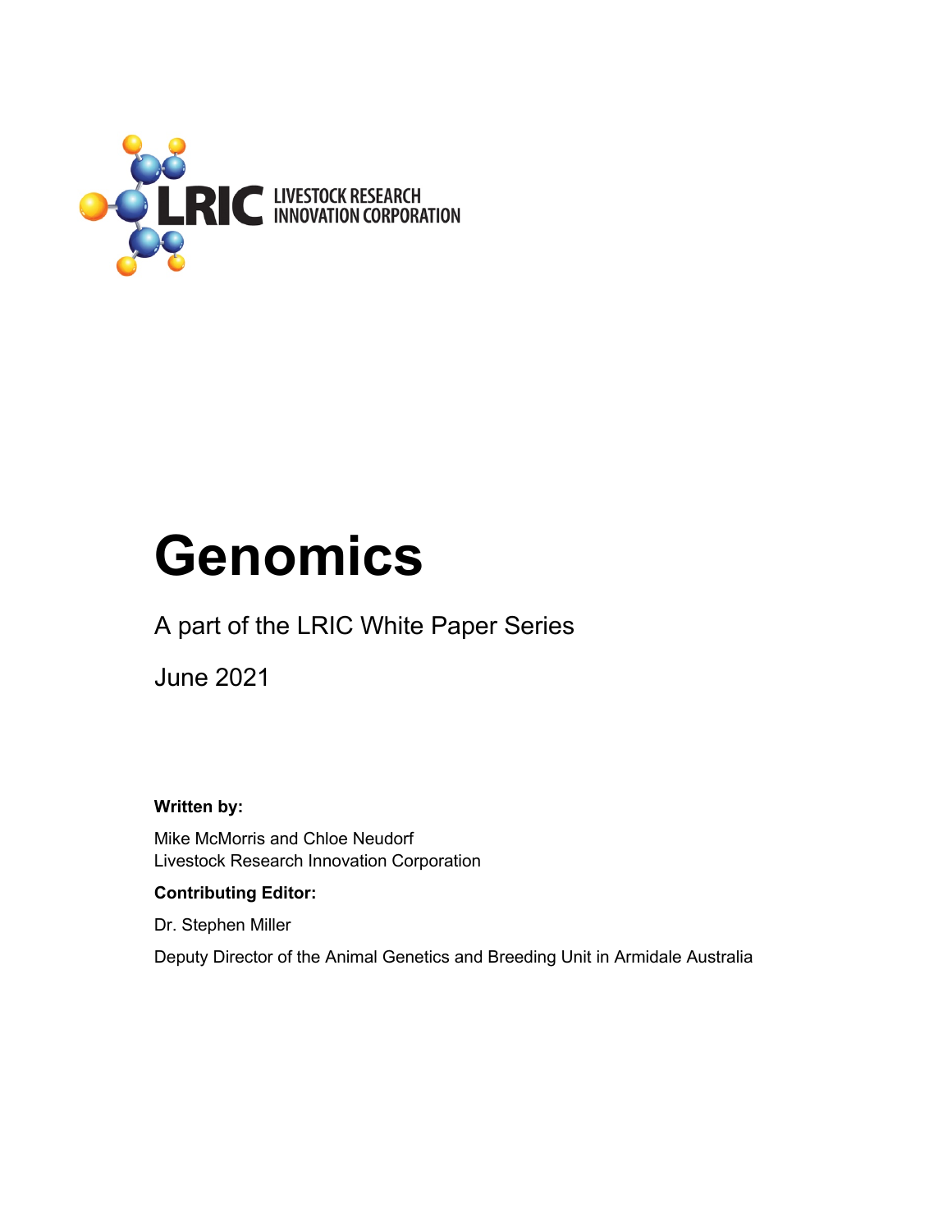LRIC LIVESTOCK RESEARCH INNOVATION CORPORATION

# Genomics

A part of the LRIC White Paper Series

June 2021

**Written by:**

Mike McMorris and Chloe Neudorf
Livestock Research Innovation Corporation

**Contributing Editor:**

Dr. Stephen Miller

Deputy Director of the Animal Genetics and Breeding Unit in Armidale Australia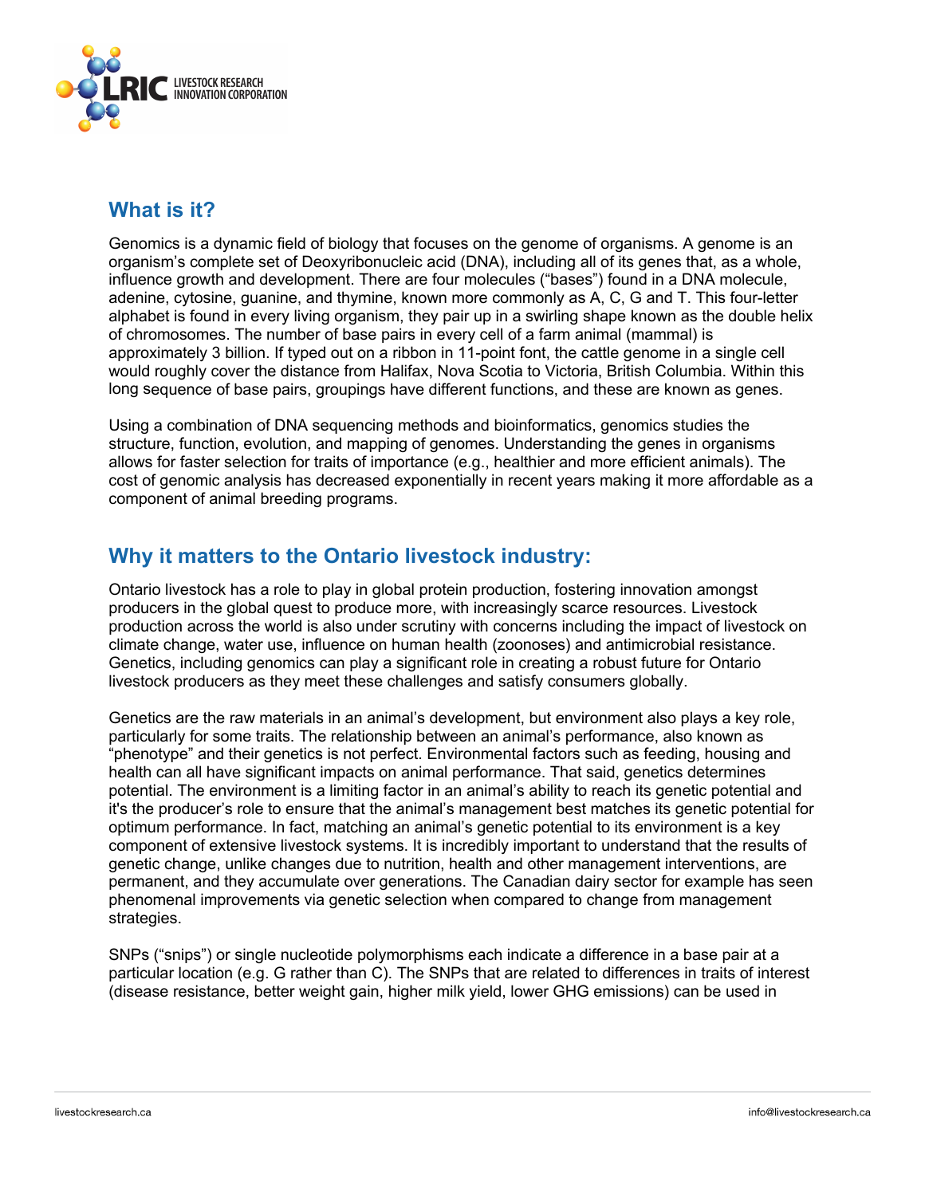## What is it?

Genomics is a dynamic field of biology that focuses on the genome of organisms. A genome is an organism's complete set of Deoxyribonucleic acid (DNA), including all of its genes that, as a whole, influence growth and development. There are four molecules ("bases") found in a DNA molecule, adenine, cytosine, guanine, and thymine, known more commonly as A, C, G and T. This four-letter alphabet is found in every living organism, they pair up in a swirling shape known as the double helix of chromosomes. The number of base pairs in every cell of a farm animal (mammal) is approximately 3 billion. If typed out on a ribbon in 11-point font, the cattle genome in a single cell would roughly cover the distance from Halifax, Nova Scotia to Victoria, British Columbia. Within this long sequence of base pairs, groupings have different functions, and these are known as genes.

Using a combination of DNA sequencing methods and bioinformatics, genomics studies the structure, function, evolution, and mapping of genomes. Understanding the genes in organisms allows for faster selection for traits of importance (e.g., healthier and more efficient animals). The cost of genomic analysis has decreased exponentially in recent years making it more affordable as a component of animal breeding programs.

## Why it matters to the Ontario livestock industry:

Ontario livestock has a role to play in global protein production, fostering innovation amongst producers in the global quest to produce more, with increasingly scarce resources. Livestock production across the world is also under scrutiny with concerns including the impact of livestock on climate change, water use, influence on human health (zoonoses) and antimicrobial resistance. Genetics, including genomics can play a significant role in creating a robust future for Ontario livestock producers as they meet these challenges and satisfy consumers globally.

Genetics are the raw materials in an animal's development, but environment also plays a key role, particularly for some traits. The relationship between an animal's performance, also known as "phenotype" and their genetics is not perfect. Environmental factors such as feeding, housing and health can all have significant impacts on animal performance. That said, genetics determines potential. The environment is a limiting factor in an animal's ability to reach its genetic potential and it's the producer's role to ensure that the animal's management best matches its genetic potential for optimum performance. In fact, matching an animal's genetic potential to its environment is a key component of extensive livestock systems. It is incredibly important to understand that the results of genetic change, unlike changes due to nutrition, health and other management interventions, are permanent, and they accumulate over generations. The Canadian dairy sector for example has seen phenomenal improvements via genetic selection when compared to change from management strategies.

SNPs ("snips") or single nucleotide polymorphisms each indicate a difference in a base pair at a particular location (e.g. G rather than C). The SNPs that are related to differences in traits of interest (disease resistance, better weight gain, higher milk yield, lower GHG emissions) can be used in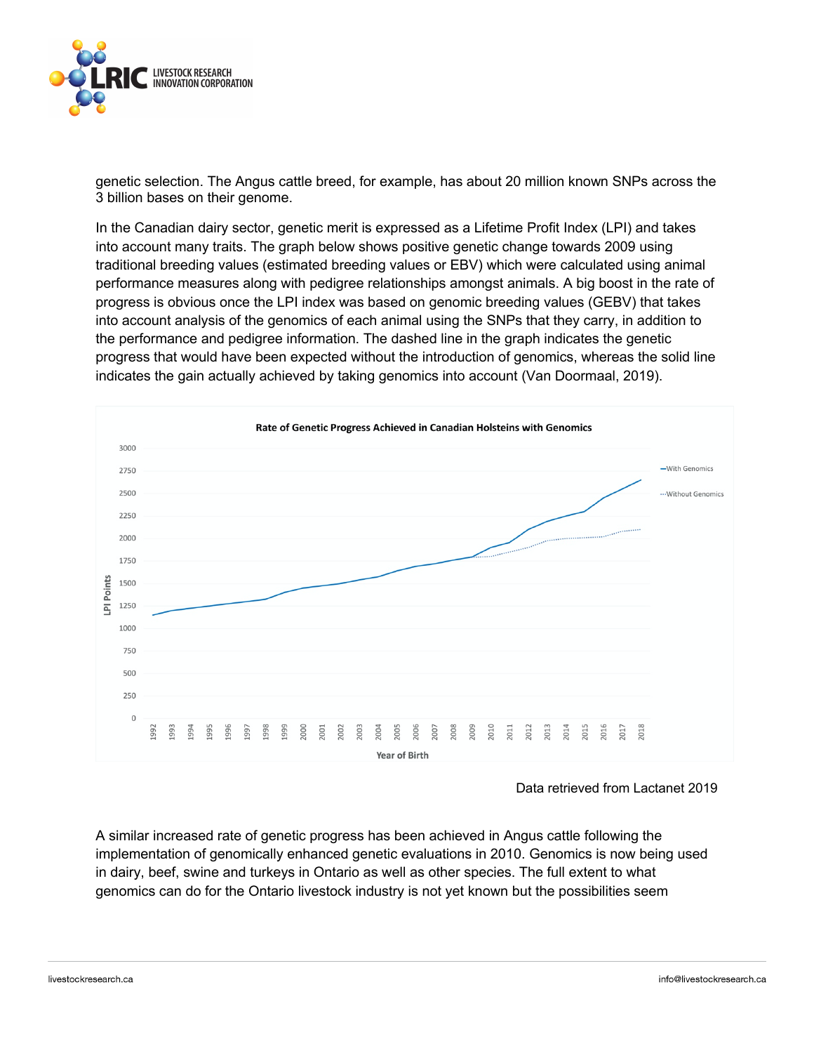genetic selection. The Angus cattle breed, for example, has about 20 million known SNPs across the 3 billion bases on their genome.

In the Canadian dairy sector, genetic merit is expressed as a Lifetime Profit Index (LPI) and takes into account many traits. The graph below shows positive genetic change towards 2009 using traditional breeding values (estimated breeding values or EBV) which were calculated using animal performance measures along with pedigree relationships amongst animals. A big boost in the rate of progress is obvious once the LPI index was based on genomic breeding values (GEBV) that takes into account analysis of the genomics of each animal using the SNPs that they carry, in addition to the performance and pedigree information. The dashed line in the graph indicates the genetic progress that would have been expected without the introduction of genomics, whereas the solid line indicates the gain actually achieved by taking genomics into account (Van Doormaal, 2019).

**Rate of Genetic Progress Achieved in Canadian Holsteins with Genomics**

Data retrieved from Lactanet 2019

A similar increased rate of genetic progress has been achieved in Angus cattle following the implementation of genomically enhanced genetic evaluations in 2010. Genomics is now being used in dairy, beef, swine and turkeys in Ontario as well as other species. The full extent to what genomics can do for the Ontario livestock industry is not yet known but the possibilities seem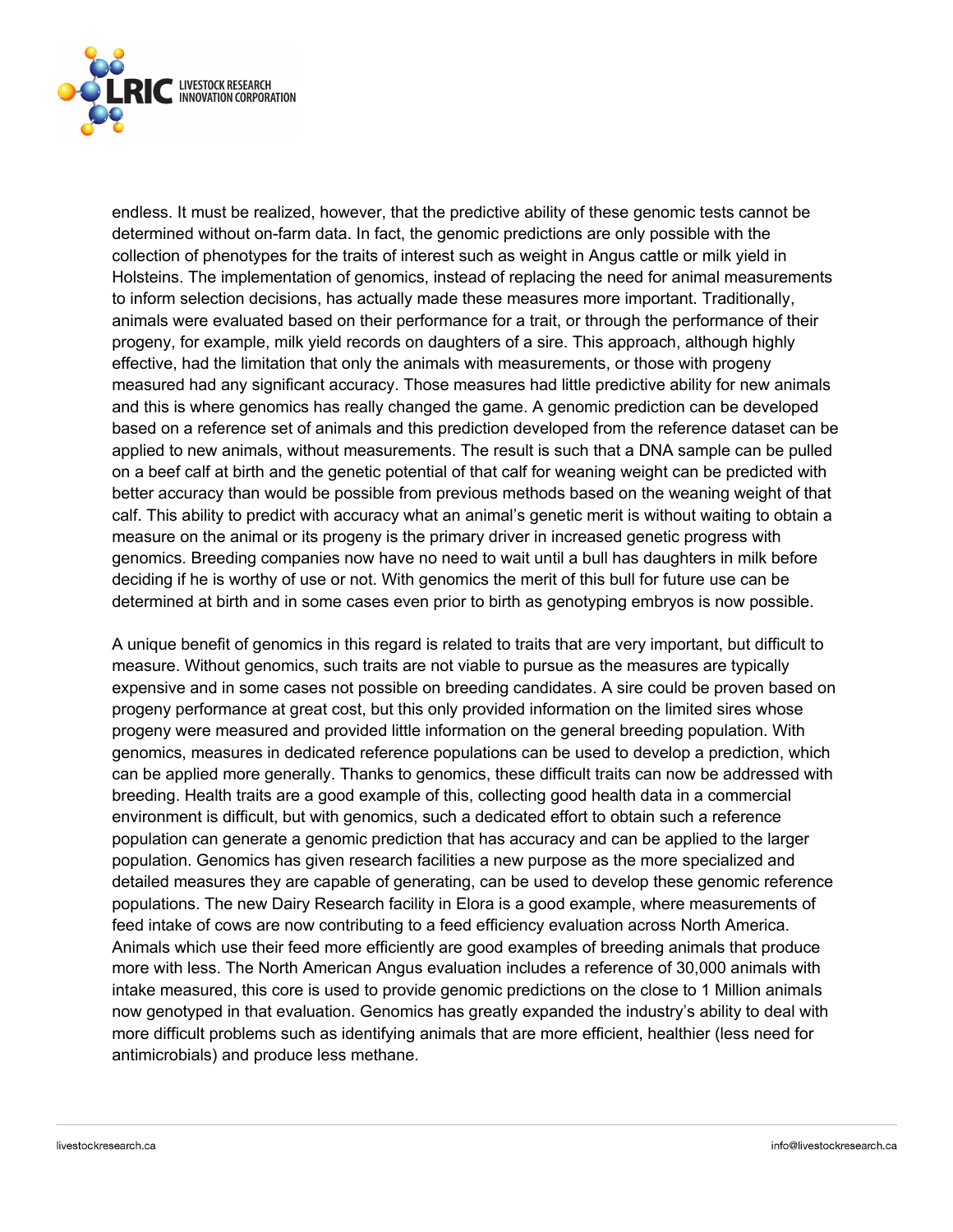endless. It must be realized, however, that the predictive ability of these genomic tests cannot be determined without on-farm data. In fact, the genomic predictions are only possible with the collection of phenotypes for the traits of interest such as weight in Angus cattle or milk yield in Holsteins. The implementation of genomics, instead of replacing the need for animal measurements to inform selection decisions, has actually made these measures more important. Traditionally, animals were evaluated based on their performance for a trait, or through the performance of their progeny, for example, milk yield records on daughters of a sire. This approach, although highly effective, had the limitation that only the animals with measurements, or those with progeny measured had any significant accuracy. Those measures had little predictive ability for new animals and this is where genomics has really changed the game. A genomic prediction can be developed based on a reference set of animals and this prediction developed from the reference dataset can be applied to new animals, without measurements. The result is such that a DNA sample can be pulled on a beef calf at birth and the genetic potential of that calf for weaning weight can be predicted with better accuracy than would be possible from previous methods based on the weaning weight of that calf. This ability to predict with accuracy what an animal's genetic merit is without waiting to obtain a measure on the animal or its progeny is the primary driver in increased genetic progress with genomics. Breeding companies now have no need to wait until a bull has daughters in milk before deciding if he is worthy of use or not. With genomics the merit of this bull for future use can be determined at birth and in some cases even prior to birth as genotyping embryos is now possible.

A unique benefit of genomics in this regard is related to traits that are very important, but difficult to measure. Without genomics, such traits are not viable to pursue as the measures are typically expensive and in some cases not possible on breeding candidates. A sire could be proven based on progeny performance at great cost, but this only provided information on the limited sires whose progeny were measured and provided little information on the general breeding population. With genomics, measures in dedicated reference populations can be used to develop a prediction, which can be applied more generally. Thanks to genomics, these difficult traits can now be addressed with breeding. Health traits are a good example of this, collecting good health data in a commercial environment is difficult, but with genomics, such a dedicated effort to obtain such a reference population can generate a genomic prediction that has accuracy and can be applied to the larger population. Genomics has given research facilities a new purpose as the more specialized and detailed measures they are capable of generating, can be used to develop these genomic reference populations. The new Dairy Research facility in Elora is a good example, where measurements of feed intake of cows are now contributing to a feed efficiency evaluation across North America. Animals which use their feed more efficiently are good examples of breeding animals that produce more with less. The North American Angus evaluation includes a reference of 30,000 animals with intake measured, this core is used to provide genomic predictions on the close to 1 Million animals now genotyped in that evaluation. Genomics has greatly expanded the industry's ability to deal with more difficult problems such as identifying animals that are more efficient, healthier (less need for antimicrobials) and produce less methane.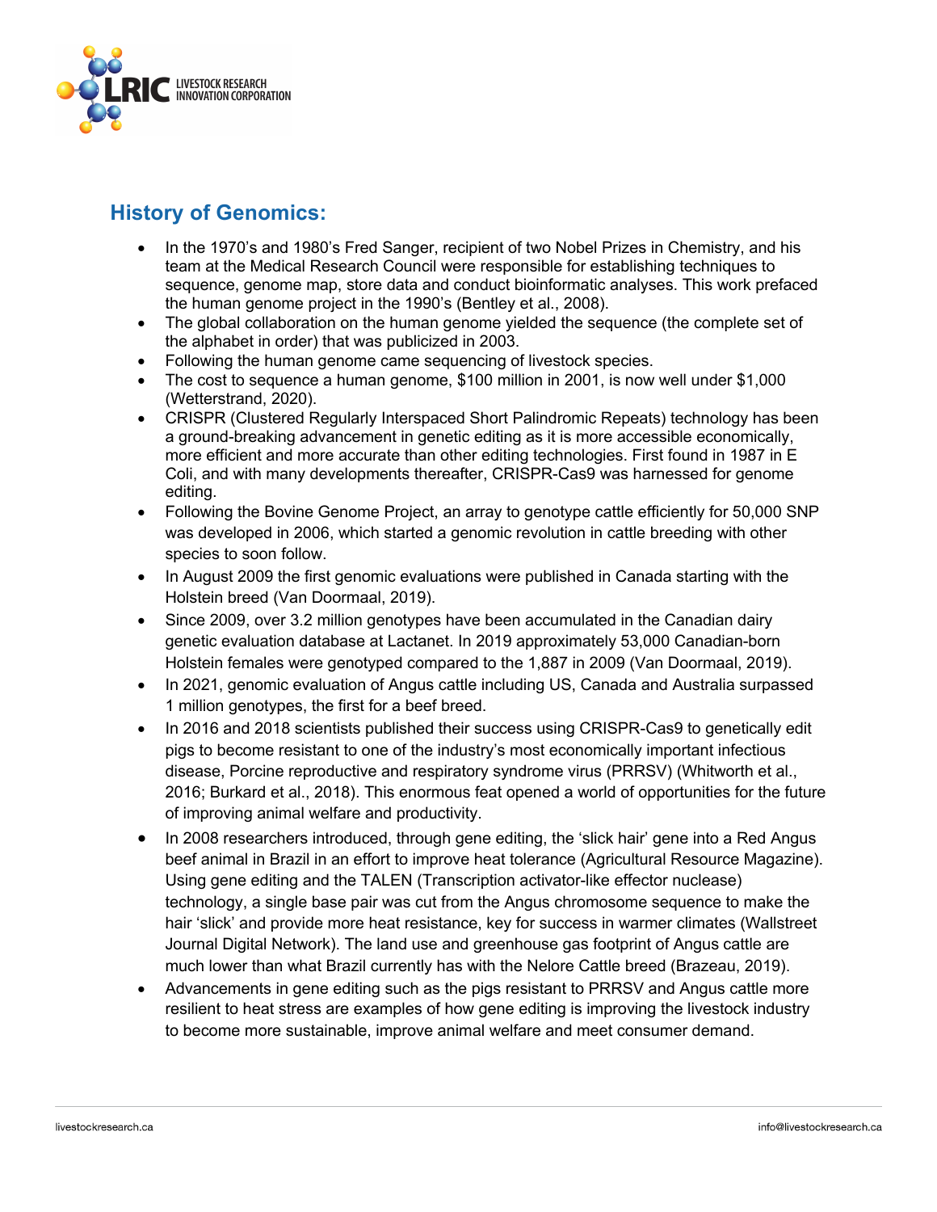## History of Genomics:

- In the 1970's and 1980's Fred Sanger, recipient of two Nobel Prizes in Chemistry, and his team at the Medical Research Council were responsible for establishing techniques to sequence, genome map, store data and conduct bioinformatic analyses. This work prefaced the human genome project in the 1990's (Bentley et al., 2008).
- The global collaboration on the human genome yielded the sequence (the complete set of the alphabet in order) that was publicized in 2003.
- Following the human genome came sequencing of livestock species.
- The cost to sequence a human genome, $100 million in 2001, is now well under $1,000 (Wetterstrand, 2020).
- CRISPR (Clustered Regularly Interspaced Short Palindromic Repeats) technology has been a ground-breaking advancement in genetic editing as it is more accessible economically, more efficient and more accurate than other editing technologies. First found in 1987 in E Coli, and with many developments thereafter, CRISPR-Cas9 was harnessed for genome editing.
- Following the Bovine Genome Project, an array to genotype cattle efficiently for 50,000 SNP was developed in 2006, which started a genomic revolution in cattle breeding with other species to soon follow.
- In August 2009 the first genomic evaluations were published in Canada starting with the Holstein breed (Van Doormaal, 2019).
- Since 2009, over 3.2 million genotypes have been accumulated in the Canadian dairy genetic evaluation database at Lactanet. In 2019 approximately 53,000 Canadian-born Holstein females were genotyped compared to the 1,887 in 2009 (Van Doormaal, 2019).
- In 2021, genomic evaluation of Angus cattle including US, Canada and Australia surpassed 1 million genotypes, the first for a beef breed.
- In 2016 and 2018 scientists published their success using CRISPR-Cas9 to genetically edit pigs to become resistant to one of the industry's most economically important infectious disease, Porcine reproductive and respiratory syndrome virus (PRRSV) (Whitworth et al., 2016; Burkard et al., 2018). This enormous feat opened a world of opportunities for the future of improving animal welfare and productivity.
- In 2008 researchers introduced, through gene editing, the 'slick hair' gene into a Red Angus beef animal in Brazil in an effort to improve heat tolerance (Agricultural Resource Magazine). Using gene editing and the TALEN (Transcription activator-like effector nuclease) technology, a single base pair was cut from the Angus chromosome sequence to make the hair 'slick' and provide more heat resistance, key for success in warmer climates (Wallstreet Journal Digital Network). The land use and greenhouse gas footprint of Angus cattle are much lower than what Brazil currently has with the Nelore Cattle breed (Brazeau, 2019).
- Advancements in gene editing such as the pigs resistant to PRRSV and Angus cattle more resilient to heat stress are examples of how gene editing is improving the livestock industry to become more sustainable, improve animal welfare and meet consumer demand.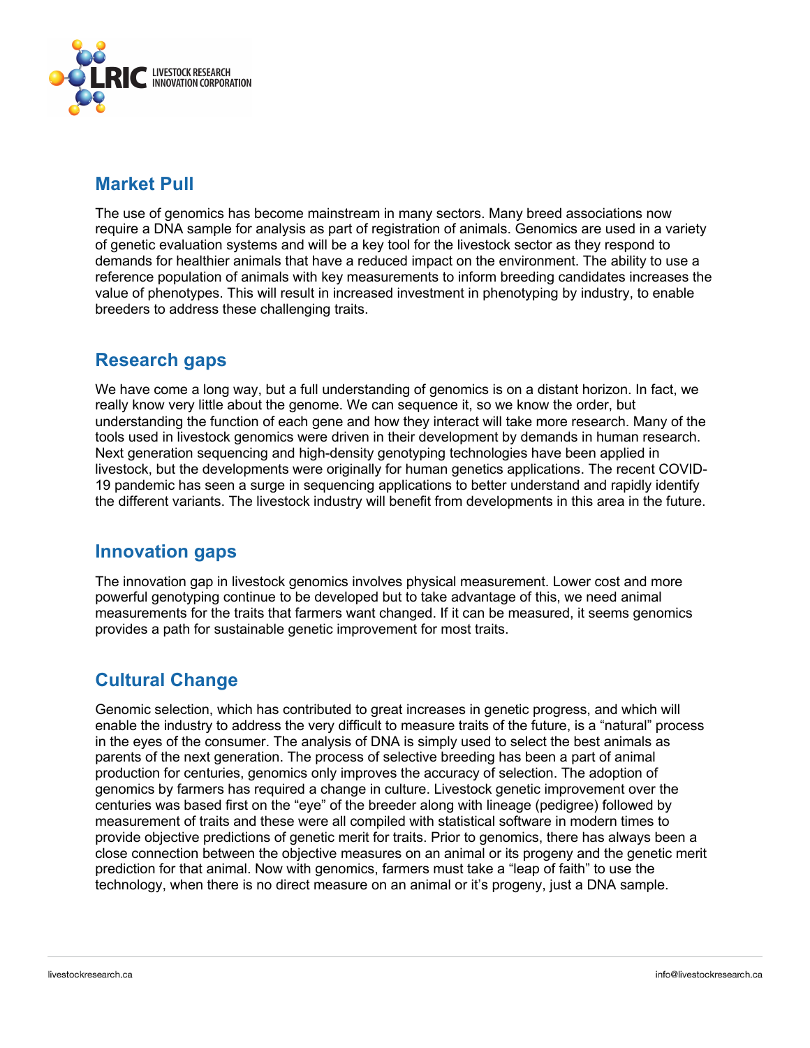## Market Pull

The use of genomics has become mainstream in many sectors. Many breed associations now require a DNA sample for analysis as part of registration of animals. Genomics are used in a variety of genetic evaluation systems and will be a key tool for the livestock sector as they respond to demands for healthier animals that have a reduced impact on the environment. The ability to use a reference population of animals with key measurements to inform breeding candidates increases the value of phenotypes. This will result in increased investment in phenotyping by industry, to enable breeders to address these challenging traits.

## Research gaps

We have come a long way, but a full understanding of genomics is on a distant horizon. In fact, we really know very little about the genome. We can sequence it, so we know the order, but understanding the function of each gene and how they interact will take more research. Many of the tools used in livestock genomics were driven in their development by demands in human research. Next generation sequencing and high-density genotyping technologies have been applied in livestock, but the developments were originally for human genetics applications. The recent COVID-19 pandemic has seen a surge in sequencing applications to better understand and rapidly identify the different variants. The livestock industry will benefit from developments in this area in the future.

## Innovation gaps

The innovation gap in livestock genomics involves physical measurement. Lower cost and more powerful genotyping continue to be developed but to take advantage of this, we need animal measurements for the traits that farmers want changed. If it can be measured, it seems genomics provides a path for sustainable genetic improvement for most traits.

## Cultural Change

Genomic selection, which has contributed to great increases in genetic progress, and which will enable the industry to address the very difficult to measure traits of the future, is a "natural" process in the eyes of the consumer. The analysis of DNA is simply used to select the best animals as parents of the next generation. The process of selective breeding has been a part of animal production for centuries, genomics only improves the accuracy of selection. The adoption of genomics by farmers has required a change in culture. Livestock genetic improvement over the centuries was based first on the "eye" of the breeder along with lineage (pedigree) followed by measurement of traits and these were all compiled with statistical software in modern times to provide objective predictions of genetic merit for traits. Prior to genomics, there has always been a close connection between the objective measures on an animal or its progeny and the genetic merit prediction for that animal. Now with genomics, farmers must take a "leap of faith" to use the technology, when there is no direct measure on an animal or it's progeny, just a DNA sample.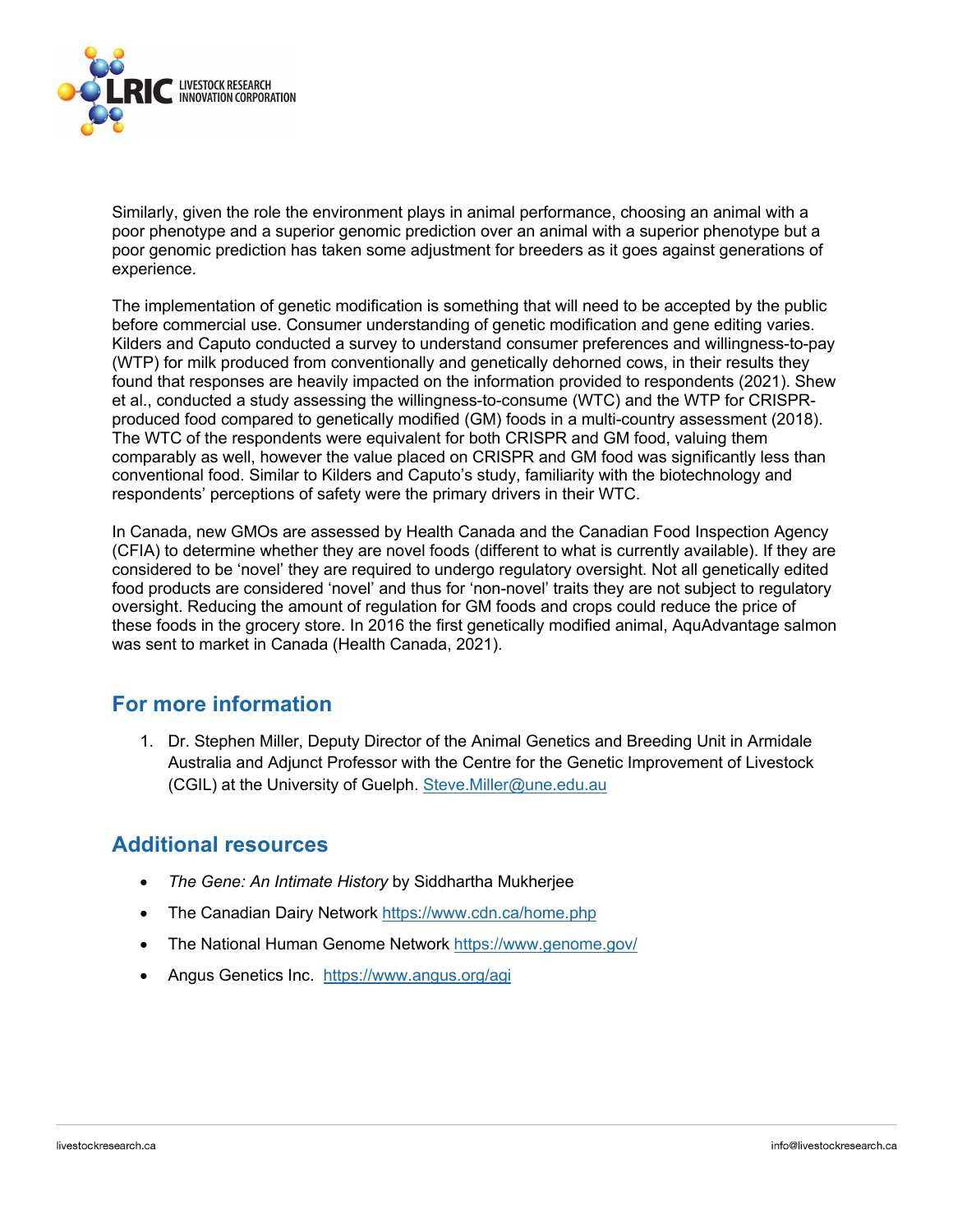Similarly, given the role the environment plays in animal performance, choosing an animal with a poor phenotype and a superior genomic prediction over an animal with a superior phenotype but a poor genomic prediction has taken some adjustment for breeders as it goes against generations of experience.

The implementation of genetic modification is something that will need to be accepted by the public before commercial use. Consumer understanding of genetic modification and gene editing varies. Kilders and Caputo conducted a survey to understand consumer preferences and willingness-to-pay (WTP) for milk produced from conventionally and genetically dehorned cows, in their results they found that responses are heavily impacted on the information provided to respondents (2021). Shew et al., conducted a study assessing the willingness-to-consume (WTC) and the WTP for CRISPR-produced food compared to genetically modified (GM) foods in a multi-country assessment (2018). The WTC of the respondents were equivalent for both CRISPR and GM food, valuing them comparably as well, however the value placed on CRISPR and GM food was significantly less than conventional food. Similar to Kilders and Caputo's study, familiarity with the biotechnology and respondents' perceptions of safety were the primary drivers in their WTC.

In Canada, new GMOs are assessed by Health Canada and the Canadian Food Inspection Agency (CFIA) to determine whether they are novel foods (different to what is currently available). If they are considered to be 'novel' they are required to undergo regulatory oversight. Not all genetically edited food products are considered 'novel' and thus for 'non-novel' traits they are not subject to regulatory oversight. Reducing the amount of regulation for GM foods and crops could reduce the price of these foods in the grocery store. In 2016 the first genetically modified animal, AquAdvantage salmon was sent to market in Canada (Health Canada, 2021).

## For more information

1. Dr. Stephen Miller, Deputy Director of the Animal Genetics and Breeding Unit in Armidale Australia and Adjunct Professor with the Centre for the Genetic Improvement of Livestock (CGIL) at the University of Guelph. Steve.Miller@une.edu.au

## Additional resources

- *The Gene: An Intimate History* by Siddhartha Mukherjee
- The Canadian Dairy Network https://www.cdn.ca/home.php
- The National Human Genome Network https://www.genome.gov/
- Angus Genetics Inc. https://www.angus.org/agi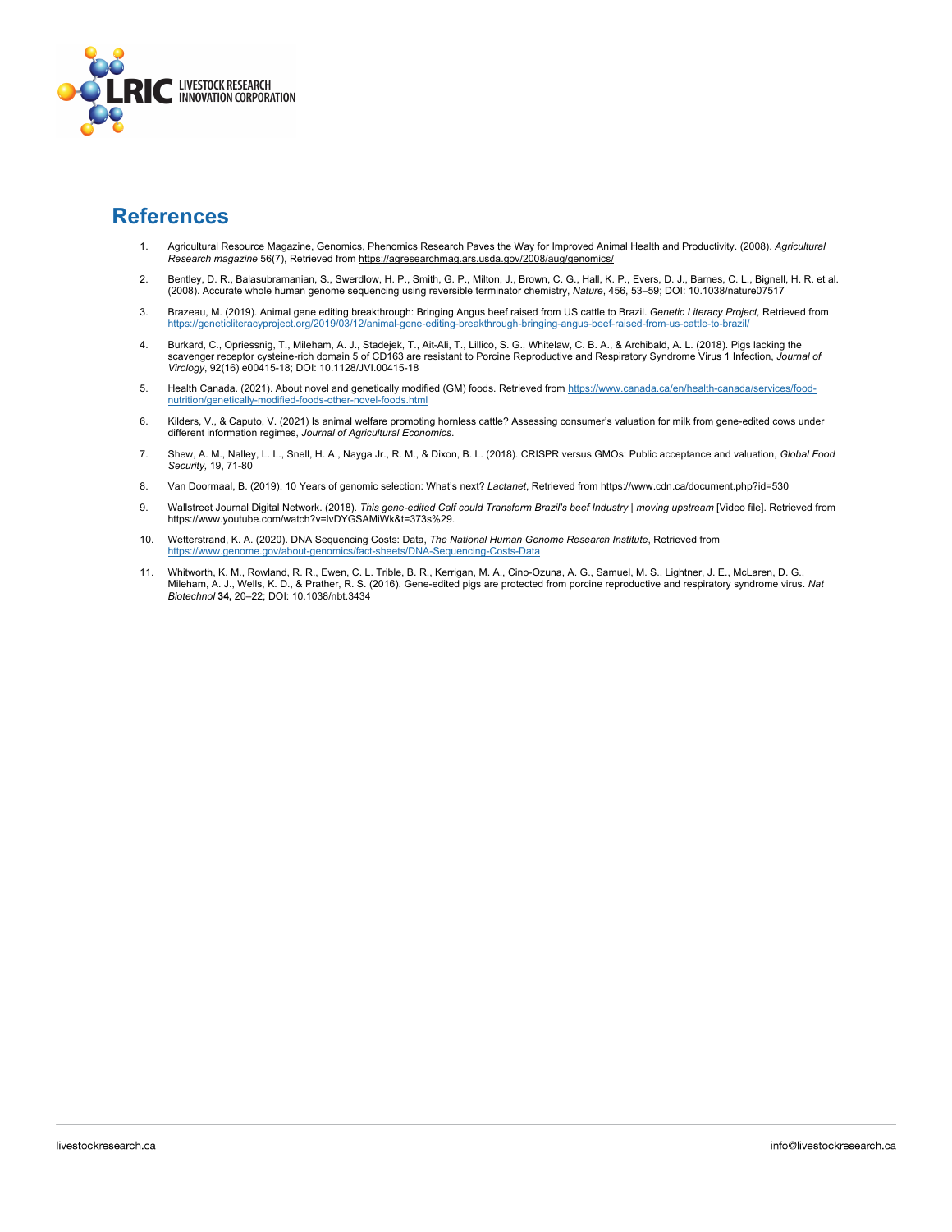## References

1. Agricultural Resource Magazine, Genomics, Phenomics Research Paves the Way for Improved Animal Health and Productivity. (2008). *Agricultural Research magazine* 56(7), Retrieved from https://agresearchmag.ars.usda.gov/2008/aug/genomics/
2. Bentley, D. R., Balasubramanian, S., Swerdlow, H. P., Smith, G. P., Milton, J., Brown, C. G., Hall, K. P., Evers, D. J., Barnes, C. L., Bignell, H. R. et al. (2008). Accurate whole human genome sequencing using reversible terminator chemistry, *Nature*, 456, 53–59; DOI: 10.1038/nature07517
3. Brazeau, M. (2019). Animal gene editing breakthrough: Bringing Angus beef raised from US cattle to Brazil. *Genetic Literacy Project*, Retrieved from https://geneticliteracyproject.org/2019/03/12/animal-gene-editing-breakthrough-bringing-angus-beef-raised-from-us-cattle-to-brazil/
4. Burkard, C., Opriessnig, T., Mileham, A. J., Stadejek, T., Ait-Ali, T., Lillico, S. G., Whitelaw, C. B. A., & Archibald, A. L. (2018). Pigs lacking the scavenger receptor cysteine-rich domain 5 of CD163 are resistant to Porcine Reproductive and Respiratory Syndrome Virus 1 Infection, *Journal of Virology*, 92(16) e00415-18; DOI: 10.1128/JVI.00415-18
5. Health Canada. (2021). About novel and genetically modified (GM) foods. Retrieved from https://www.canada.ca/en/health-canada/services/food-nutrition/genetically-modified-foods-other-novel-foods.html
6. Kilders, V., & Caputo, V. (2021) Is animal welfare promoting hornless cattle? Assessing consumer's valuation for milk from gene-edited cows under different information regimes, *Journal of Agricultural Economics*.
7. Shew, A. M., Nalley, L. L., Snell, H. A., Nayga Jr., R. M., & Dixon, B. L. (2018). CRISPR versus GMOs: Public acceptance and valuation, *Global Food Security*, 19, 71-80
8. Van Doormaal, B. (2019). 10 Years of genomic selection: What's next? *Lactanet*, Retrieved from https://www.cdn.ca/document.php?id=530
9. Wallstreet Journal Digital Network. (2018). *This gene-edited Calf could Transform Brazil's beef Industry | moving upstream* [Video file]. Retrieved from https://www.youtube.com/watch?v=lvDYGSAMiWk&t=373s%29.
10. Wetterstrand, K. A. (2020). DNA Sequencing Costs: Data, *The National Human Genome Research Institute*, Retrieved from https://www.genome.gov/about-genomics/fact-sheets/DNA-Sequencing-Costs-Data
11. Whitworth, K. M., Rowland, R. R., Ewen, C. L. Trible, B. R., Kerrigan, M. A., Cino-Ozuna, A. G., Samuel, M. S., Lightner, J. E., McLaren, D. G., Mileham, A. J., Wells, K. D., & Prather, R. S. (2016). Gene-edited pigs are protected from porcine reproductive and respiratory syndrome virus. *Nat Biotechnol* **34,** 20–22; DOI: 10.1038/nbt.3434